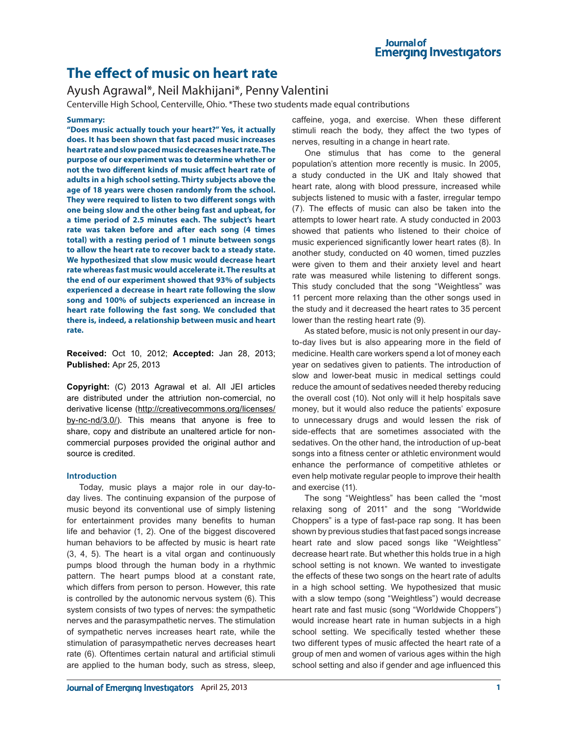# The effect of music on heart rate

Ayush Agrawal*, Neil Makhijani*, Penny Valentini

Centerville High School, Centerville, Ohio. *These two students made equal contributions

### Summary:

**"Does music actually touch your heart?" Yes, it actually does. It has been shown that fast paced music increases heart rate and slow paced music decreases heart rate. The purpose of our experiment was to determine whether or not the two different kinds of music affect heart rate of adults in a high school setting. Thirty subjects above the age of 18 years were chosen randomly from the school. They were required to listen to two different songs with one being slow and the other being fast and upbeat, for a time period of 2.5 minutes each. The subject's heart rate was taken before and after each song (4 times total) with a resting period of 1 minute between songs to allow the heart rate to recover back to a steady state. We hypothesized that slow music would decrease heart rate whereas fast music would accelerate it. The results at the end of our experiment showed that 93% of subjects experienced a decrease in heart rate following the slow song and 100% of subjects experienced an increase in heart rate following the fast song. We concluded that there is, indeed, a relationship between music and heart rate.**

**Received:** Oct 10, 2012; **Accepted:** Jan 28, 2013; **Published:** Apr 25, 2013

**Copyright:** (C) 2013 Agrawal et al. All JEI articles are distributed under the attriution non-comercial, no derivative license (http://creativecommons.org/licenses/by-nc-nd/3.0/). This means that anyone is free to share, copy and distribute an unaltered article for non-commercial purposes provided the original author and source is credited.

### Introduction

Today, music plays a major role in our day-to-day lives. The continuing expansion of the purpose of music beyond its conventional use of simply listening for entertainment provides many benefits to human life and behavior (1, 2). One of the biggest discovered human behaviors to be affected by music is heart rate (3, 4, 5). The heart is a vital organ and continuously pumps blood through the human body in a rhythmic pattern. The heart pumps blood at a constant rate, which differs from person to person. However, this rate is controlled by the autonomic nervous system (6). This system consists of two types of nerves: the sympathetic nerves and the parasympathetic nerves. The stimulation of sympathetic nerves increases heart rate, while the stimulation of parasympathetic nerves decreases heart rate (6). Oftentimes certain natural and artificial stimuli are applied to the human body, such as stress, sleep, caffeine, yoga, and exercise. When these different stimuli reach the body, they affect the two types of nerves, resulting in a change in heart rate.

One stimulus that has come to the general population's attention more recently is music. In 2005, a study conducted in the UK and Italy showed that heart rate, along with blood pressure, increased while subjects listened to music with a faster, irregular tempo (7). The effects of music can also be taken into the attempts to lower heart rate. A study conducted in 2003 showed that patients who listened to their choice of music experienced significantly lower heart rates (8). In another study, conducted on 40 women, timed puzzles were given to them and their anxiety level and heart rate was measured while listening to different songs. This study concluded that the song "Weightless" was 11 percent more relaxing than the other songs used in the study and it decreased the heart rates to 35 percent lower than the resting heart rate (9).

As stated before, music is not only present in our day-to-day lives but is also appearing more in the field of medicine. Health care workers spend a lot of money each year on sedatives given to patients. The introduction of slow and lower-beat music in medical settings could reduce the amount of sedatives needed thereby reducing the overall cost (10). Not only will it help hospitals save money, but it would also reduce the patients' exposure to unnecessary drugs and would lessen the risk of side-effects that are sometimes associated with the sedatives. On the other hand, the introduction of up-beat songs into a fitness center or athletic environment would enhance the performance of competitive athletes or even help motivate regular people to improve their health and exercise (11).

The song "Weightless" has been called the "most relaxing song of 2011" and the song "Worldwide Choppers" is a type of fast-pace rap song. It has been shown by previous studies that fast paced songs increase heart rate and slow paced songs like "Weightless" decrease heart rate. But whether this holds true in a high school setting is not known. We wanted to investigate the effects of these two songs on the heart rate of adults in a high school setting. We hypothesized that music with a slow tempo (song "Weightless") would decrease heart rate and fast music (song "Worldwide Choppers") would increase heart rate in human subjects in a high school setting. We specifically tested whether these two different types of music affected the heart rate of a group of men and women of various ages within the high school setting and also if gender and age influenced this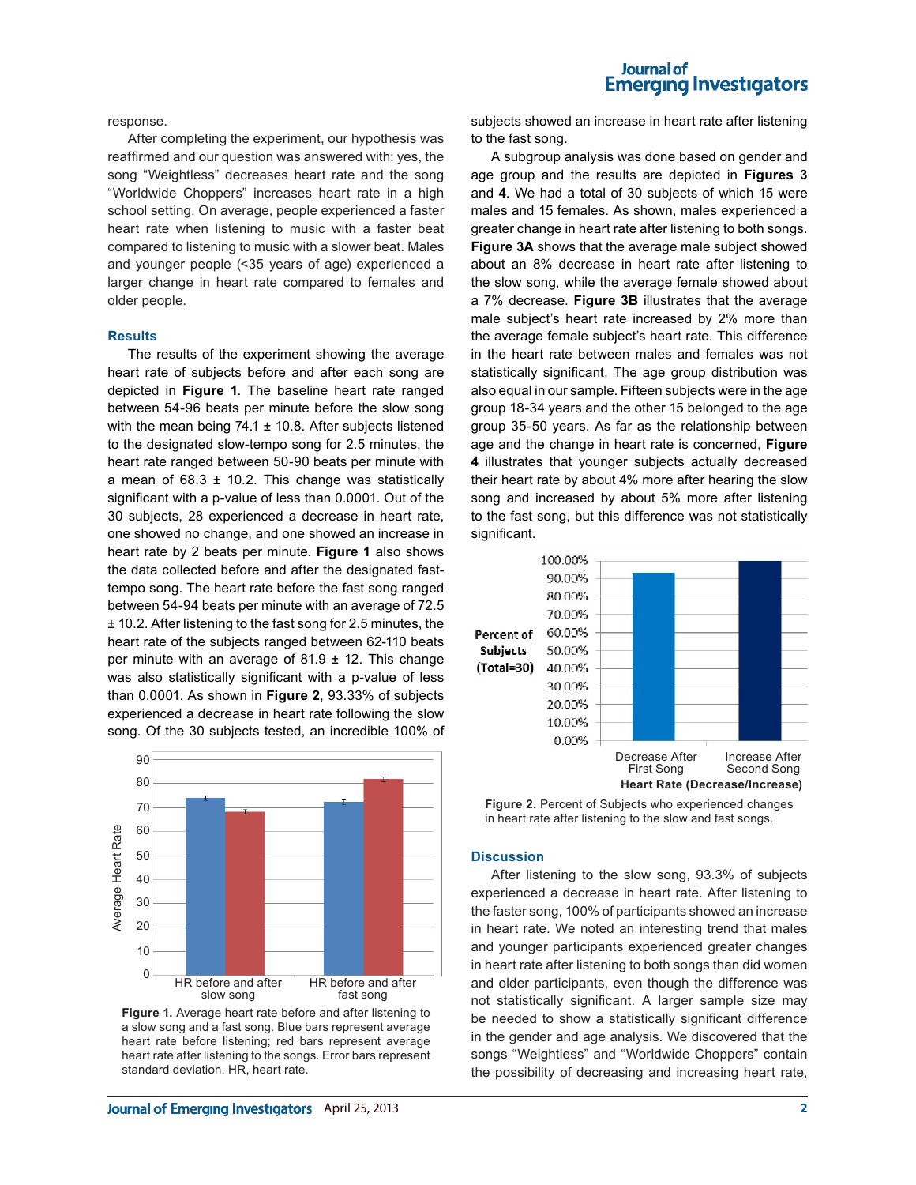response.

After completing the experiment, our hypothesis was reaffirmed and our question was answered with: yes, the song "Weightless" decreases heart rate and the song "Worldwide Choppers" increases heart rate in a high school setting. On average, people experienced a faster heart rate when listening to music with a faster beat compared to listening to music with a slower beat. Males and younger people (<35 years of age) experienced a larger change in heart rate compared to females and older people.

## Results

The results of the experiment showing the average heart rate of subjects before and after each song are depicted in **Figure 1**. The baseline heart rate ranged between 54-96 beats per minute before the slow song with the mean being 74.1 ± 10.8. After subjects listened to the designated slow-tempo song for 2.5 minutes, the heart rate ranged between 50-90 beats per minute with a mean of 68.3 ± 10.2. This change was statistically significant with a p-value of less than 0.0001. Out of the 30 subjects, 28 experienced a decrease in heart rate, one showed no change, and one showed an increase in heart rate by 2 beats per minute. **Figure 1** also shows the data collected before and after the designated fast-tempo song. The heart rate before the fast song ranged between 54-94 beats per minute with an average of 72.5 ± 10.2. After listening to the fast song for 2.5 minutes, the heart rate of the subjects ranged between 62-110 beats per minute with an average of 81.9 ± 12. This change was also statistically significant with a p-value of less than 0.0001. As shown in **Figure 2**, 93.33% of subjects experienced a decrease in heart rate following the slow song. Of the 30 subjects tested, an incredible 100% of subjects showed an increase in heart rate after listening to the fast song.

**Figure 1.** Average heart rate before and after listening to a slow song and a fast song. Blue bars represent average heart rate before listening; red bars represent average heart rate after listening to the songs. Error bars represent standard deviation. HR, heart rate.

A subgroup analysis was done based on gender and age group and the results are depicted in **Figures 3** and **4**. We had a total of 30 subjects of which 15 were males and 15 females. As shown, males experienced a greater change in heart rate after listening to both songs. **Figure 3A** shows that the average male subject showed about an 8% decrease in heart rate after listening to the slow song, while the average female showed about a 7% decrease. **Figure 3B** illustrates that the average male subject's heart rate increased by 2% more than the average female subject's heart rate. This difference in the heart rate between males and females was not statistically significant. The age group distribution was also equal in our sample. Fifteen subjects were in the age group 18-34 years and the other 15 belonged to the age group 35-50 years. As far as the relationship between age and the change in heart rate is concerned, **Figure 4** illustrates that younger subjects actually decreased their heart rate by about 4% more after hearing the slow song and increased by about 5% more after listening to the fast song, but this difference was not statistically significant.

**Figure 2.** Percent of Subjects who experienced changes in heart rate after listening to the slow and fast songs.

## Discussion

After listening to the slow song, 93.3% of subjects experienced a decrease in heart rate. After listening to the faster song, 100% of participants showed an increase in heart rate. We noted an interesting trend that males and younger participants experienced greater changes in heart rate after listening to both songs than did women and older participants, even though the difference was not statistically significant. A larger sample size may be needed to show a statistically significant difference in the gender and age analysis. We discovered that the songs "Weightless" and "Worldwide Choppers" contain the possibility of decreasing and increasing heart rate,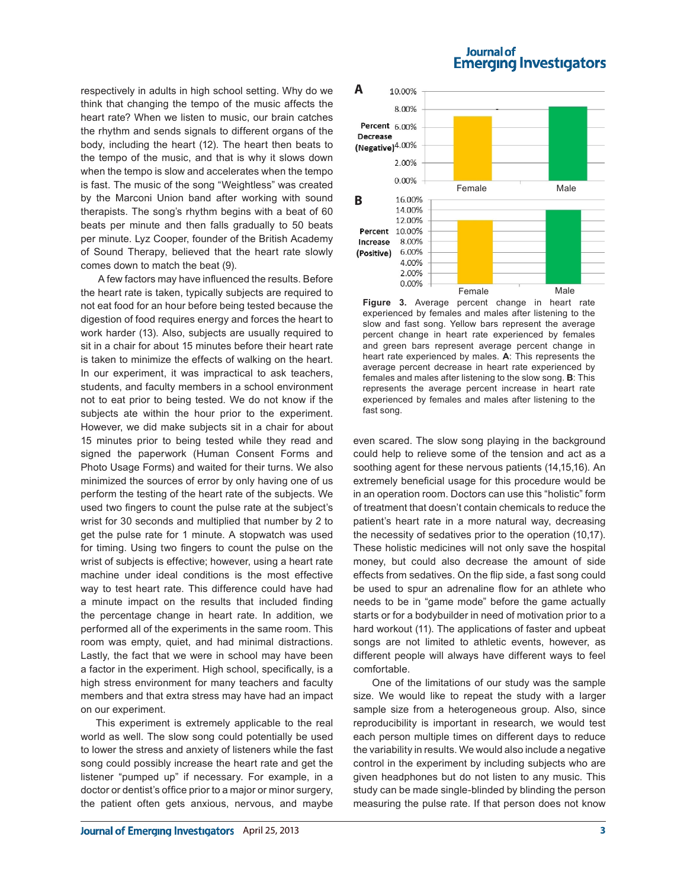respectively in adults in high school setting. Why do we think that changing the tempo of the music affects the heart rate? When we listen to music, our brain catches the rhythm and sends signals to different organs of the body, including the heart (12). The heart then beats to the tempo of the music, and that is why it slows down when the tempo is slow and accelerates when the tempo is fast. The music of the song "Weightless" was created by the Marconi Union band after working with sound therapists. The song's rhythm begins with a beat of 60 beats per minute and then falls gradually to 50 beats per minute. Lyz Cooper, founder of the British Academy of Sound Therapy, believed that the heart rate slowly comes down to match the beat (9).

A few factors may have influenced the results. Before the heart rate is taken, typically subjects are required to not eat food for an hour before being tested because the digestion of food requires energy and forces the heart to work harder (13). Also, subjects are usually required to sit in a chair for about 15 minutes before their heart rate is taken to minimize the effects of walking on the heart. In our experiment, it was impractical to ask teachers, students, and faculty members in a school environment not to eat prior to being tested. We do not know if the subjects ate within the hour prior to the experiment. However, we did make subjects sit in a chair for about 15 minutes prior to being tested while they read and signed the paperwork (Human Consent Forms and Photo Usage Forms) and waited for their turns. We also minimized the sources of error by only having one of us perform the testing of the heart rate of the subjects. We used two fingers to count the pulse rate at the subject's wrist for 30 seconds and multiplied that number by 2 to get the pulse rate for 1 minute. A stopwatch was used for timing. Using two fingers to count the pulse on the wrist of subjects is effective; however, using a heart rate machine under ideal conditions is the most effective way to test heart rate. This difference could have had a minute impact on the results that included finding the percentage change in heart rate. In addition, we performed all of the experiments in the same room. This room was empty, quiet, and had minimal distractions. Lastly, the fact that we were in school may have been a factor in the experiment. High school, specifically, is a high stress environment for many teachers and faculty members and that extra stress may have had an impact on our experiment.

This experiment is extremely applicable to the real world as well. The slow song could potentially be used to lower the stress and anxiety of listeners while the fast song could possibly increase the heart rate and get the listener "pumped up" if necessary. For example, in a doctor or dentist's office prior to a major or minor surgery, the patient often gets anxious, nervous, and maybe even scared. The slow song playing in the background could help to relieve some of the tension and act as a soothing agent for these nervous patients (14,15,16). An extremely beneficial usage for this procedure would be in an operation room. Doctors can use this "holistic" form of treatment that doesn't contain chemicals to reduce the patient's heart rate in a more natural way, decreasing the necessity of sedatives prior to the operation (10,17). These holistic medicines will not only save the hospital money, but could also decrease the amount of side effects from sedatives. On the flip side, a fast song could be used to spur an adrenaline flow for an athlete who needs to be in "game mode" before the game actually starts or for a bodybuilder in need of motivation prior to a hard workout (11). The applications of faster and upbeat songs are not limited to athletic events, however, as different people will always have different ways to feel comfortable.

**Figure 3.** Average percent change in heart rate experienced by females and males after listening to the slow and fast song. Yellow bars represent the average percent change in heart rate experienced by females and green bars represent average percent change in heart rate experienced by males. **A**: This represents the average percent decrease in heart rate experienced by females and males after listening to the slow song. **B**: This represents the average percent increase in heart rate experienced by females and males after listening to the fast song.

One of the limitations of our study was the sample size. We would like to repeat the study with a larger sample size from a heterogeneous group. Also, since reproducibility is important in research, we would test each person multiple times on different days to reduce the variability in results. We would also include a negative control in the experiment by including subjects who are given headphones but do not listen to any music. This study can be made single-blinded by blinding the person measuring the pulse rate. If that person does not know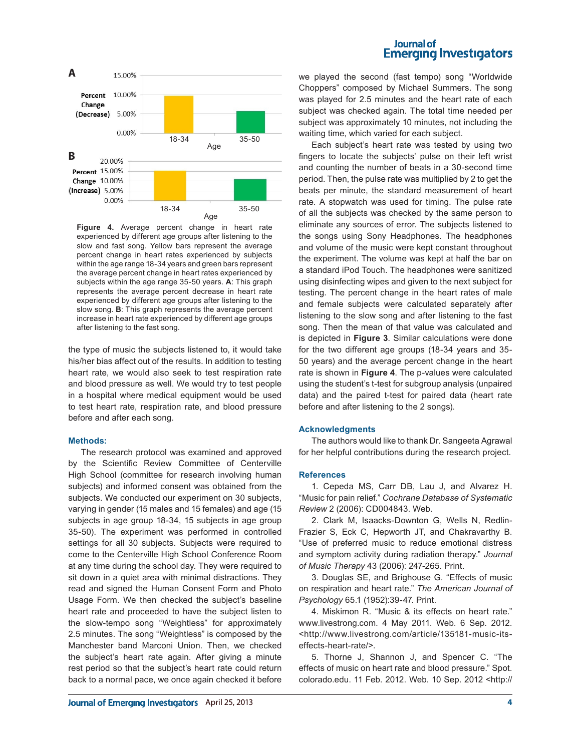Figure 4. Average percent change in heart rate experienced by different age groups after listening to the slow and fast song. Yellow bars represent the average percent change in heart rates experienced by subjects within the age range 18-34 years and green bars represent the average percent change in heart rates experienced by subjects within the age range 35-50 years. **A**: This graph represents the average percent decrease in heart rate experienced by different age groups after listening to the slow song. **B**: This graph represents the average percent increase in heart rate experienced by different age groups after listening to the fast song.

the type of music the subjects listened to, it would take his/her bias affect out of the results. In addition to testing heart rate, we would also seek to test respiration rate and blood pressure as well. We would try to test people in a hospital where medical equipment would be used to test heart rate, respiration rate, and blood pressure before and after each song.

## Methods:

The research protocol was examined and approved by the Scientific Review Committee of Centerville High School (committee for research involving human subjects) and informed consent was obtained from the subjects. We conducted our experiment on 30 subjects, varying in gender (15 males and 15 females) and age (15 subjects in age group 18-34, 15 subjects in age group 35-50). The experiment was performed in controlled settings for all 30 subjects. Subjects were required to come to the Centerville High School Conference Room at any time during the school day. They were required to sit down in a quiet area with minimal distractions. They read and signed the Human Consent Form and Photo Usage Form. We then checked the subject's baseline heart rate and proceeded to have the subject listen to the slow-tempo song "Weightless" for approximately 2.5 minutes. The song "Weightless" is composed by the Manchester band Marconi Union. Then, we checked the subject's heart rate again. After giving a minute rest period so that the subject's heart rate could return back to a normal pace, we once again checked it before we played the second (fast tempo) song "Worldwide Choppers" composed by Michael Summers. The song was played for 2.5 minutes and the heart rate of each subject was checked again. The total time needed per subject was approximately 10 minutes, not including the waiting time, which varied for each subject.

Each subject's heart rate was tested by using two fingers to locate the subjects' pulse on their left wrist and counting the number of beats in a 30-second time period. Then, the pulse rate was multiplied by 2 to get the beats per minute, the standard measurement of heart rate. A stopwatch was used for timing. The pulse rate of all the subjects was checked by the same person to eliminate any sources of error. The subjects listened to the songs using Sony Headphones. The headphones and volume of the music were kept constant throughout the experiment. The volume was kept at half the bar on a standard iPod Touch. The headphones were sanitized using disinfecting wipes and given to the next subject for testing. The percent change in the heart rates of male and female subjects were calculated separately after listening to the slow song and after listening to the fast song. Then the mean of that value was calculated and is depicted in **Figure 3**. Similar calculations were done for the two different age groups (18-34 years and 35-50 years) and the average percent change in the heart rate is shown in **Figure 4**. The p-values were calculated using the student's t-test for subgroup analysis (unpaired data) and the paired t-test for paired data (heart rate before and after listening to the 2 songs).

## Acknowledgments

The authors would like to thank Dr. Sangeeta Agrawal for her helpful contributions during the research project.

## References

1. Cepeda MS, Carr DB, Lau J, and Alvarez H. "Music for pain relief." *Cochrane Database of Systematic Review* 2 (2006): CD004843. Web.

2. Clark M, Isaacks-Downton G, Wells N, Redlin-Frazier S, Eck C, Hepworth JT, and Chakravarthy B. "Use of preferred music to reduce emotional distress and symptom activity during radiation therapy." *Journal of Music Therapy* 43 (2006): 247-265. Print.

3. Douglas SE, and Brighouse G. "Effects of music on respiration and heart rate." *The American Journal of Psychology* 65.1 (1952):39-47. Print.

4. Miskimon R. "Music & its effects on heart rate." www.livestrong.com. 4 May 2011. Web. 6 Sep. 2012. <http://www.livestrong.com/article/135181-music-its-effects-heart-rate/>.

5. Thorne J, Shannon J, and Spencer C. "The effects of music on heart rate and blood pressure." Spot.colorado.edu. 11 Feb. 2012. Web. 10 Sep. 2012 <http://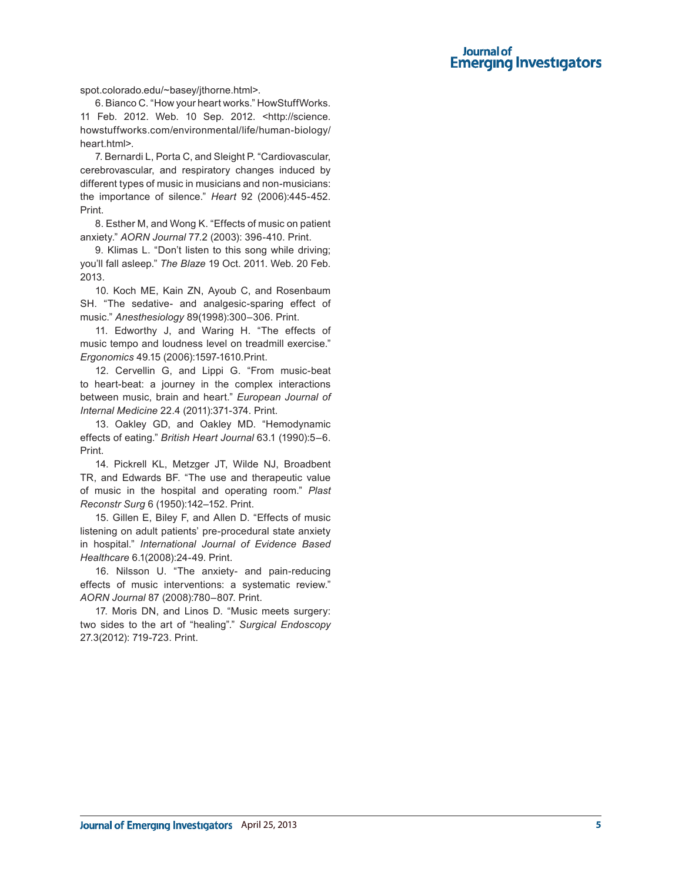spot.colorado.edu/~basey/jthorne.html>.

6. Bianco C. "How your heart works." HowStuffWorks. 11 Feb. 2012. Web. 10 Sep. 2012. <http://science.howstuffworks.com/environmental/life/human-biology/heart.html>.

7. Bernardi L, Porta C, and Sleight P. "Cardiovascular, cerebrovascular, and respiratory changes induced by different types of music in musicians and non-musicians: the importance of silence." *Heart* 92 (2006):445-452. Print.

8. Esther M, and Wong K. "Effects of music on patient anxiety." *AORN Journal* 77.2 (2003): 396-410. Print.

9. Klimas L. "Don't listen to this song while driving; you'll fall asleep." *The Blaze* 19 Oct. 2011. Web. 20 Feb. 2013.

10. Koch ME, Kain ZN, Ayoub C, and Rosenbaum SH. "The sedative- and analgesic-sparing effect of music." *Anesthesiology* 89(1998):300–306. Print.

11. Edworthy J, and Waring H. "The effects of music tempo and loudness level on treadmill exercise." *Ergonomics* 49.15 (2006):1597-1610.Print.

12. Cervellin G, and Lippi G. "From music-beat to heart-beat: a journey in the complex interactions between music, brain and heart." *European Journal of Internal Medicine* 22.4 (2011):371-374. Print.

13. Oakley GD, and Oakley MD. "Hemodynamic effects of eating." *British Heart Journal* 63.1 (1990):5–6. Print.

14. Pickrell KL, Metzger JT, Wilde NJ, Broadbent TR, and Edwards BF. "The use and therapeutic value of music in the hospital and operating room." *Plast Reconstr Surg* 6 (1950):142–152. Print.

15. Gillen E, Biley F, and Allen D. "Effects of music listening on adult patients' pre-procedural state anxiety in hospital." *International Journal of Evidence Based Healthcare* 6.1(2008):24-49. Print.

16. Nilsson U. "The anxiety- and pain-reducing effects of music interventions: a systematic review." *AORN Journal* 87 (2008):780–807. Print.

17. Moris DN, and Linos D. "Music meets surgery: two sides to the art of "healing"." *Surgical Endoscopy* 27.3(2012): 719-723. Print.